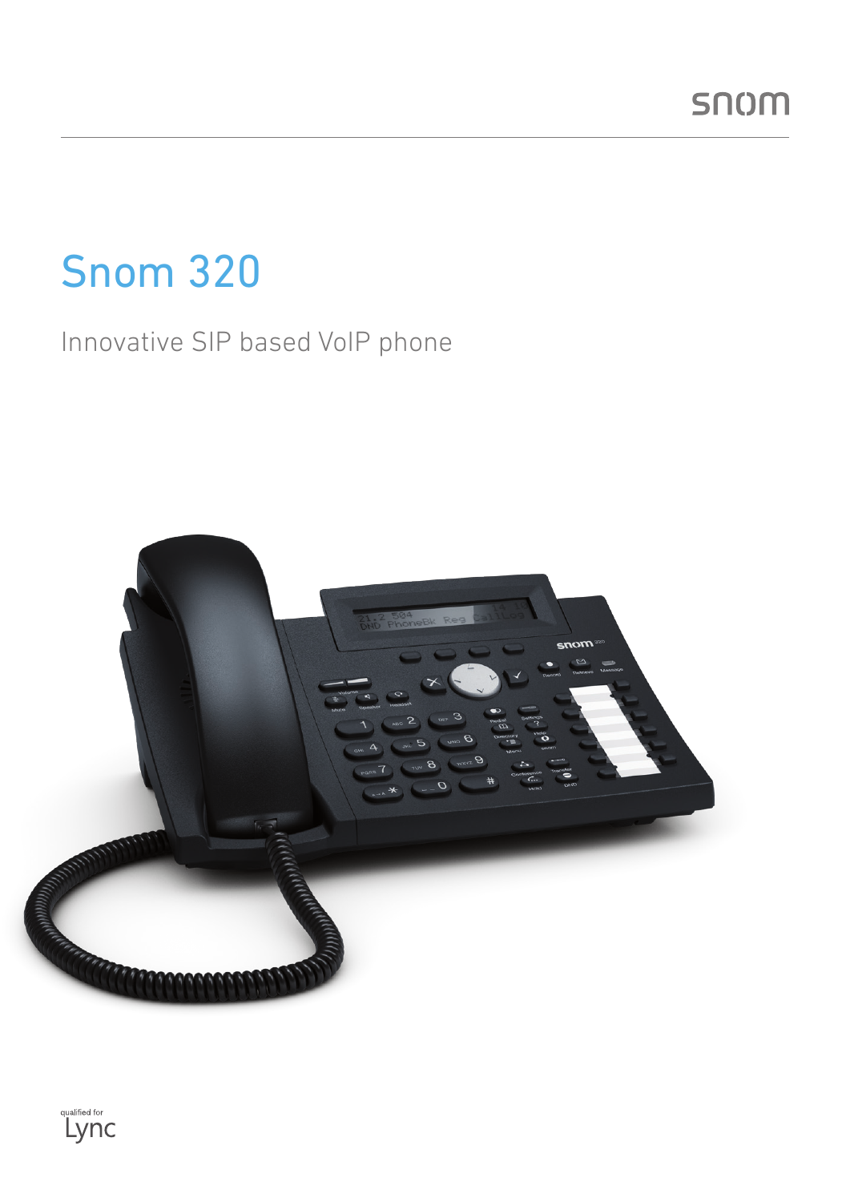snom

# Snom 320

Innovative SIP based VoIP phone

qualified for Lync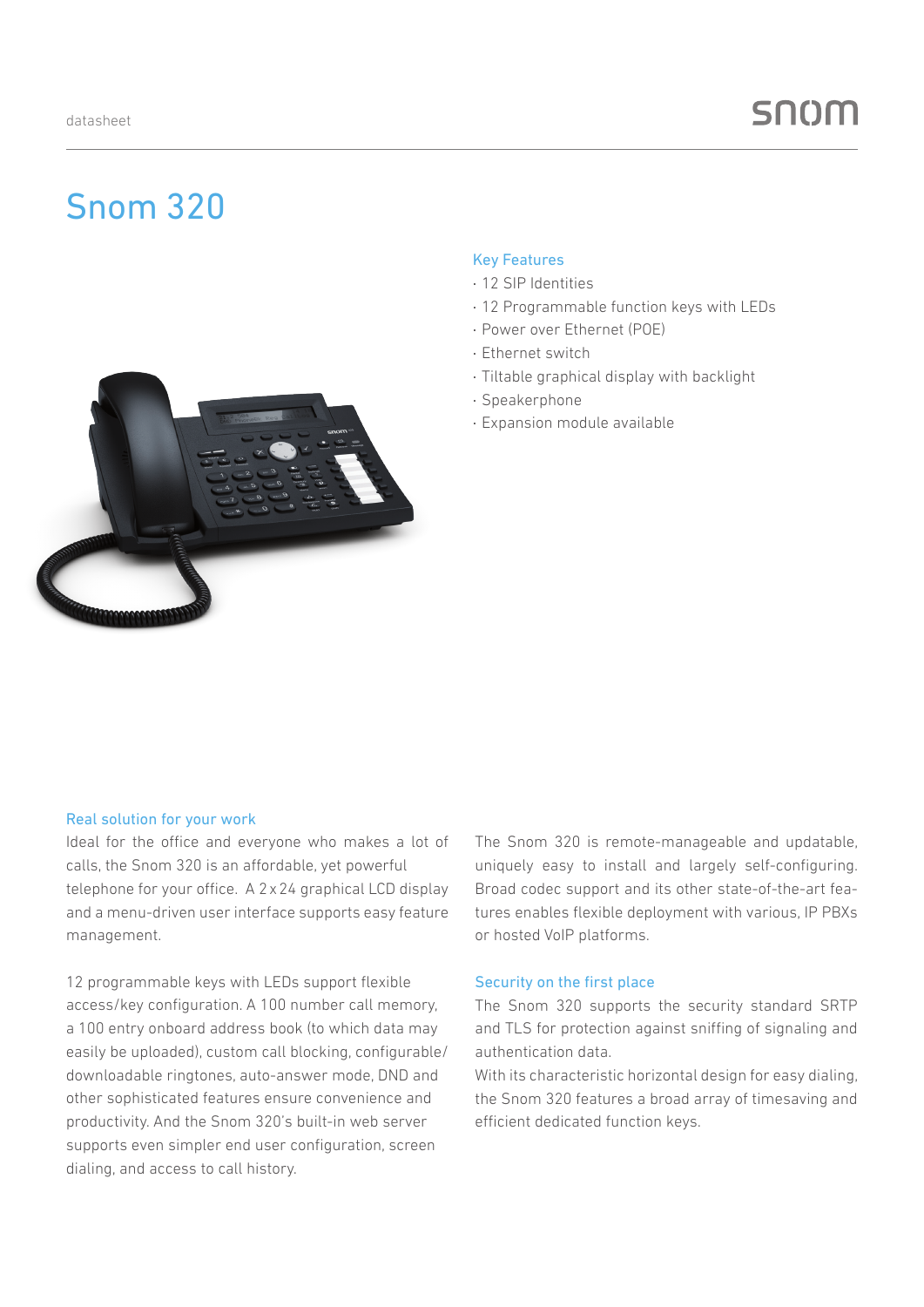datasheet

# Snom 320

### Key Features

- 12 SIP Identities
- 12 Programmable function keys with LEDs
- Power over Ethernet (POE)
- Ethernet switch
- Tiltable graphical display with backlight
- Speakerphone
- Expansion module available

### Real solution for your work

Ideal for the office and everyone who makes a lot of calls, the Snom 320 is an affordable, yet powerful telephone for your office. A 2 x 24 graphical LCD display and a menu-driven user interface supports easy feature management.

12 programmable keys with LEDs support flexible access/key configuration. A 100 number call memory, a 100 entry onboard address book (to which data may easily be uploaded), custom call blocking, configurable/downloadable ringtones, auto-answer mode, DND and other sophisticated features ensure convenience and productivity. And the Snom 320's built-in web server supports even simpler end user configuration, screen dialing, and access to call history.

The Snom 320 is remote-manageable and updatable, uniquely easy to install and largely self-configuring. Broad codec support and its other state-of-the-art features enables flexible deployment with various, IP PBXs or hosted VoIP platforms.

### Security on the first place

The Snom 320 supports the security standard SRTP and TLS for protection against sniffing of signaling and authentication data.

With its characteristic horizontal design for easy dialing, the Snom 320 features a broad array of timesaving and efficient dedicated function keys.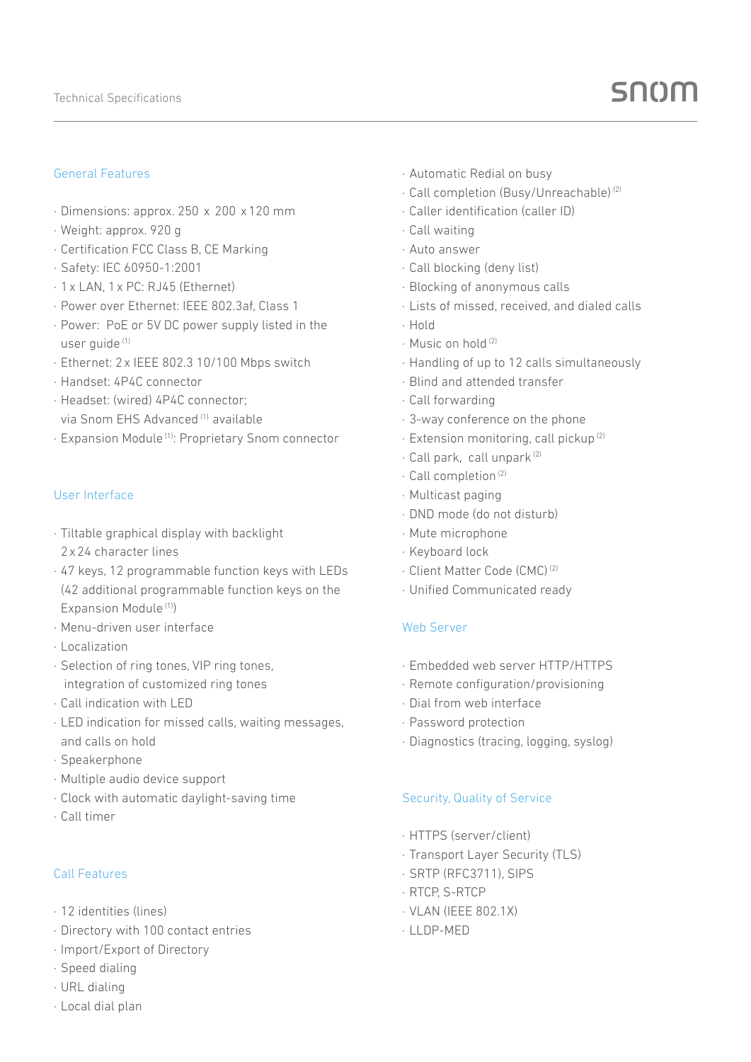## General Features

- Dimensions: approx. 250 x 200 x 120 mm
- Weight: approx. 920 g
- Certification FCC Class B, CE Marking
- Safety: IEC 60950-1:2001
- 1 x LAN, 1 x PC: RJ45 (Ethernet)
- Power over Ethernet: IEEE 802.3af, Class 1
- Power: PoE or 5V DC power supply listed in the user guide [1]
- Ethernet: 2 x IEEE 802.3 10/100 Mbps switch
- Handset: 4P4C connector
- Headset: (wired) 4P4C connector; via Snom EHS Advanced [1] available
- Expansion Module [1]: Proprietary Snom connector

## User Interface

- Tiltable graphical display with backlight 2 x 24 character lines
- 47 keys, 12 programmable function keys with LEDs (42 additional programmable function keys on the Expansion Module [1])
- Menu-driven user interface
- Localization
- Selection of ring tones, VIP ring tones, integration of customized ring tones
- Call indication with LED
- LED indication for missed calls, waiting messages, and calls on hold
- Speakerphone
- Multiple audio device support
- Clock with automatic daylight-saving time
- Call timer

## Call Features

- 12 identities (lines)
- Directory with 100 contact entries
- Import/Export of Directory
- Speed dialing
- URL dialing
- Local dial plan
- Automatic Redial on busy
- Call completion (Busy/Unreachable) [2]
- Caller identification (caller ID)
- Call waiting
- Auto answer
- Call blocking (deny list)
- Blocking of anonymous calls
- Lists of missed, received, and dialed calls
- Hold
- Music on hold [2]
- Handling of up to 12 calls simultaneously
- Blind and attended transfer
- Call forwarding
- 3-way conference on the phone
- Extension monitoring, call pickup [2]
- Call park, call unpark [2]
- Call completion [2]
- Multicast paging
- DND mode (do not disturb)
- Mute microphone
- Keyboard lock
- Client Matter Code (CMC) [2]
- Unified Communicated ready

## Web Server

- Embedded web server HTTP/HTTPS
- Remote configuration/provisioning
- Dial from web interface
- Password protection
- Diagnostics (tracing, logging, syslog)

## Security, Quality of Service

- HTTPS (server/client)
- Transport Layer Security (TLS)
- SRTP (RFC3711), SIPS
- RTCP, S-RTCP
- VLAN (IEEE 802.1X)
- LLDP-MED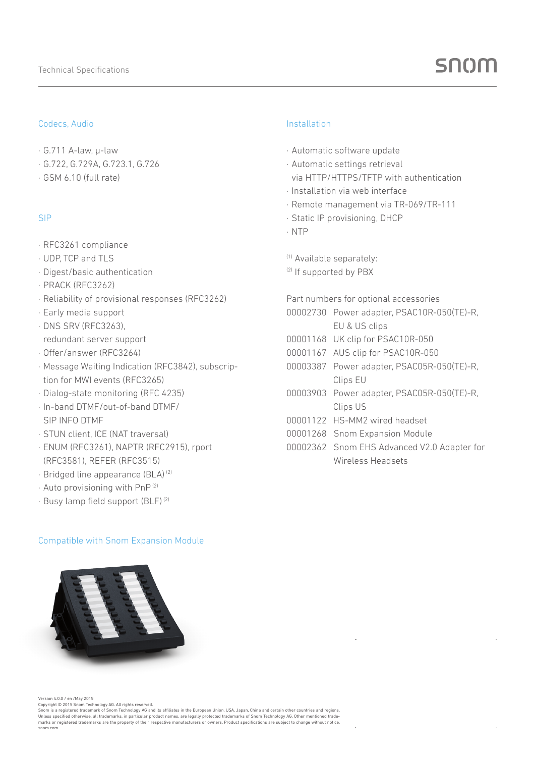## Codecs, Audio

- G.711 A-law, µ-law
- G.722, G.729A, G.723.1, G.726
- GSM 6.10 (full rate)

## SIP

- RFC3261 compliance
- UDP, TCP and TLS
- Digest/basic authentication
- PRACK (RFC3262)
- Reliability of provisional responses (RFC3262)
- Early media support
- DNS SRV (RFC3263), redundant server support
- Offer/answer (RFC3264)
- Message Waiting Indication (RFC3842), subscription for MWI events (RFC3265)
- Dialog-state monitoring (RFC 4235)
- In-band DTMF/out-of-band DTMF/ SIP INFO DTMF
- STUN client, ICE (NAT traversal)
- ENUM (RFC3261), NAPTR (RFC2915), rport (RFC3581), REFER (RFC3515)
- Bridged line appearance (BLA) [2]
- Auto provisioning with PnP [2]
- Busy lamp field support (BLF) [2]

## Compatible with Snom Expansion Module

## Installation

- Automatic software update
- Automatic settings retrieval via HTTP/HTTPS/TFTP with authentication
- Installation via web interface
- Remote management via TR-069/TR-111
- Static IP provisioning, DHCP
- NTP

[1] Available separately:
[2] If supported by PBX

Part numbers for optional accessories

| | |
|---|---|
| 00002730 | Power adapter, PSAC10R-050(TE)-R, EU & US clips |
| 00001168 | UK clip for PSAC10R-050 |
| 00001167 | AUS clip for PSAC10R-050 |
| 00003387 | Power adapter, PSAC05R-050(TE)-R, Clips EU |
| 00003903 | Power adapter, PSAC05R-050(TE)-R, Clips US |
| 00001122 | HS-MM2 wired headset |
| 00001268 | Snom Expansion Module |
| 00002362 | Snom EHS Advanced V2.0 Adapter for Wireless Headsets |

Version 4.0.0 / en /May 2015
Copyright © 2015 Snom Technology AG. All rights reserved.
Snom is a registered trademark of Snom Technology AG and its affiliates in the European Union, USA, Japan, China and certain other countries and regions. Unless specified otherwise, all trademarks, in particular product names, are legally protected trademarks of Snom Technology AG. Other mentioned trademarks or registered trademarks are the property of their respective manufacturers or owners. Product specifications are subject to change without notice.
snom.com